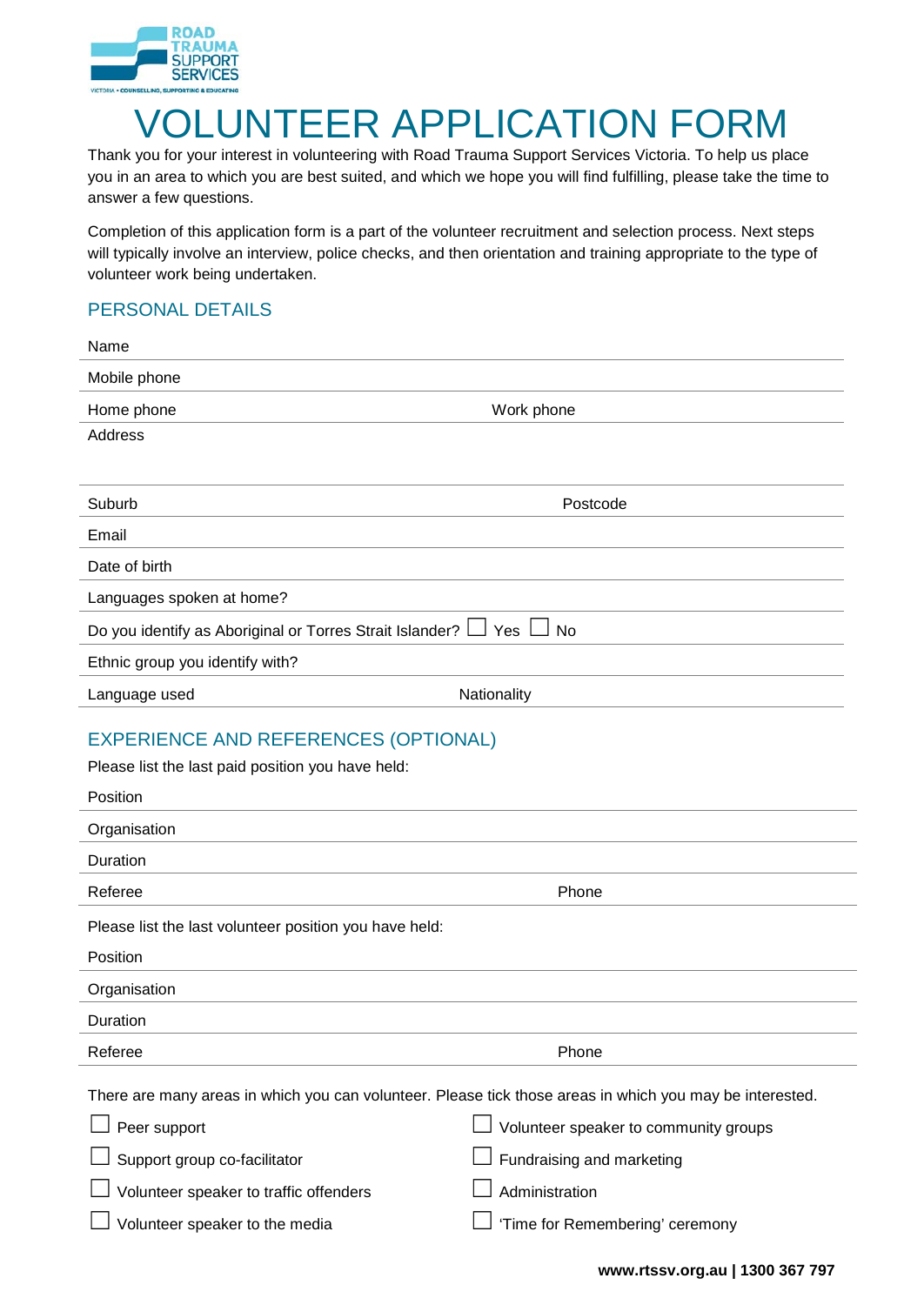ROAD TRAUMA SUPPORT SERVICES

VICTORIA • COUNSELLING, SUPPORTING & EDUCATING

# VOLUNTEER APPLICATION FORM

Thank you for your interest in volunteering with Road Trauma Support Services Victoria. To help us place you in an area to which you are best suited, and which we hope you will find fulfilling, please take the time to answer a few questions.

Completion of this application form is a part of the volunteer recruitment and selection process. Next steps will typically involve an interview, police checks, and then orientation and training appropriate to the type of volunteer work being undertaken.

## PERSONAL DETAILS

Name

Mobile phone

Home phone　　　　Work phone

Address

Suburb　　　　Postcode

Email

Date of birth

Languages spoken at home?

Do you identify as Aboriginal or Torres Strait Islander? ☐ Yes ☐ No

Ethnic group you identify with?

Language used　　　　Nationality

## EXPERIENCE AND REFERENCES (OPTIONAL)

Please list the last paid position you have held:

Position

Organisation

Duration

Referee　　　　Phone

Please list the last volunteer position you have held:

Position

Organisation

Duration

Referee　　　　Phone

There are many areas in which you can volunteer. Please tick those areas in which you may be interested.

- ☐ Peer support
- ☐ Support group co-facilitator
- ☐ Volunteer speaker to traffic offenders
- ☐ Volunteer speaker to the media
- ☐ Volunteer speaker to community groups
- ☐ Fundraising and marketing
- ☐ Administration
- ☐ 'Time for Remembering' ceremony

**www.rtssv.org.au | 1300 367 797**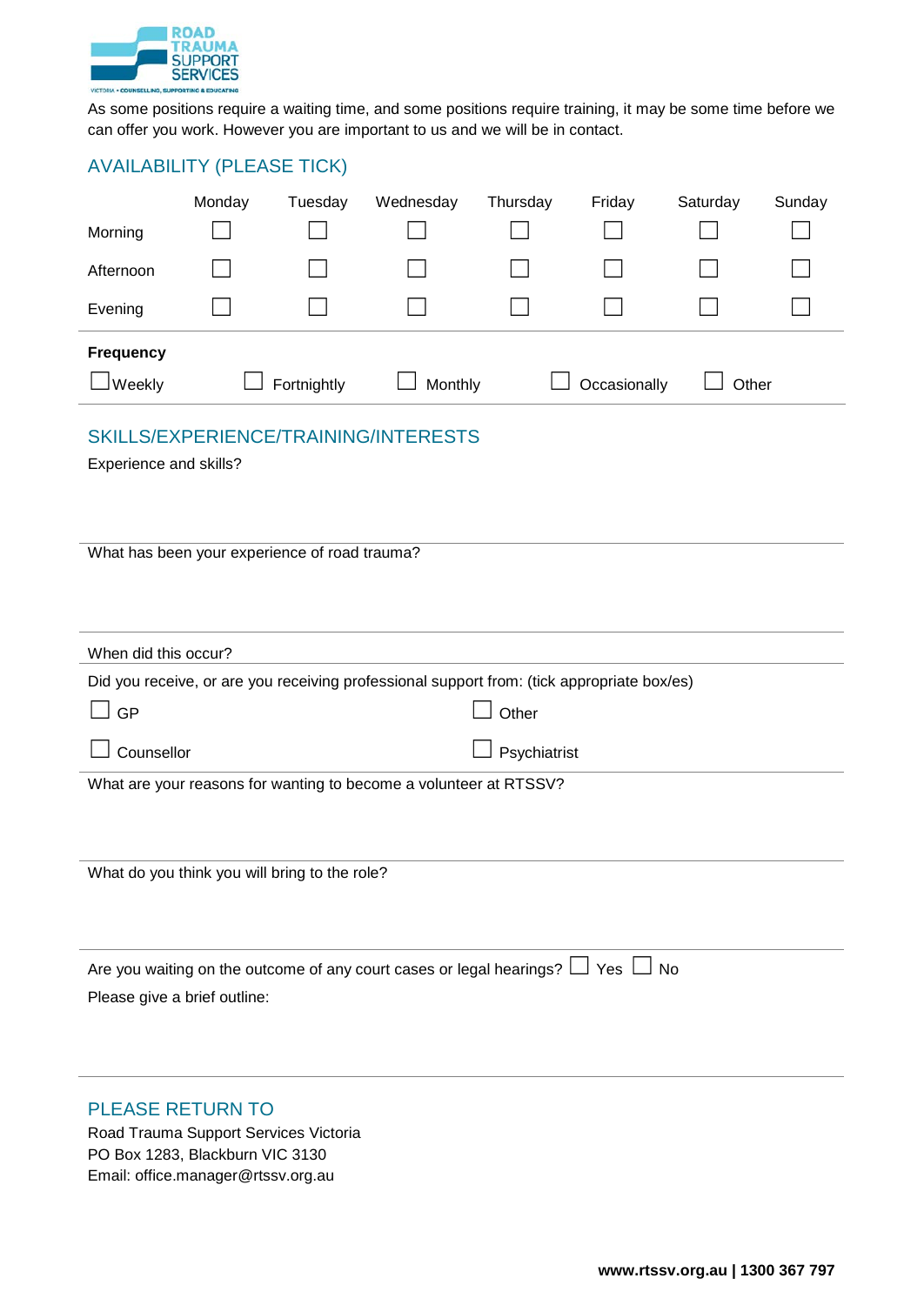As some positions require a waiting time, and some positions require training, it may be some time before we can offer you work. However you are important to us and we will be in contact.

## AVAILABILITY (PLEASE TICK)

| | Monday | Tuesday | Wednesday | Thursday | Friday | Saturday | Sunday |
|---|---|---|---|---|---|---|---|
| Morning | ☐ | ☐ | ☐ | ☐ | ☐ | ☐ | ☐ |
| Afternoon | ☐ | ☐ | ☐ | ☐ | ☐ | ☐ | ☐ |
| Evening | ☐ | ☐ | ☐ | ☐ | ☐ | ☐ | ☐ |

**Frequency**

☐ Weekly ☐ Fortnightly ☐ Monthly ☐ Occasionally ☐ Other

## SKILLS/EXPERIENCE/TRAINING/INTERESTS

Experience and skills?

What has been your experience of road trauma?

When did this occur?

Did you receive, or are you receiving professional support from: (tick appropriate box/es)

☐ GP ☐ Other

☐ Counsellor ☐ Psychiatrist

What are your reasons for wanting to become a volunteer at RTSSV?

What do you think you will bring to the role?

Are you waiting on the outcome of any court cases or legal hearings? ☐ Yes ☐ No

Please give a brief outline:

## PLEASE RETURN TO

Road Trauma Support Services Victoria
PO Box 1283, Blackburn VIC 3130
Email: office.manager@rtssv.org.au

**www.rtssv.org.au | 1300 367 797**